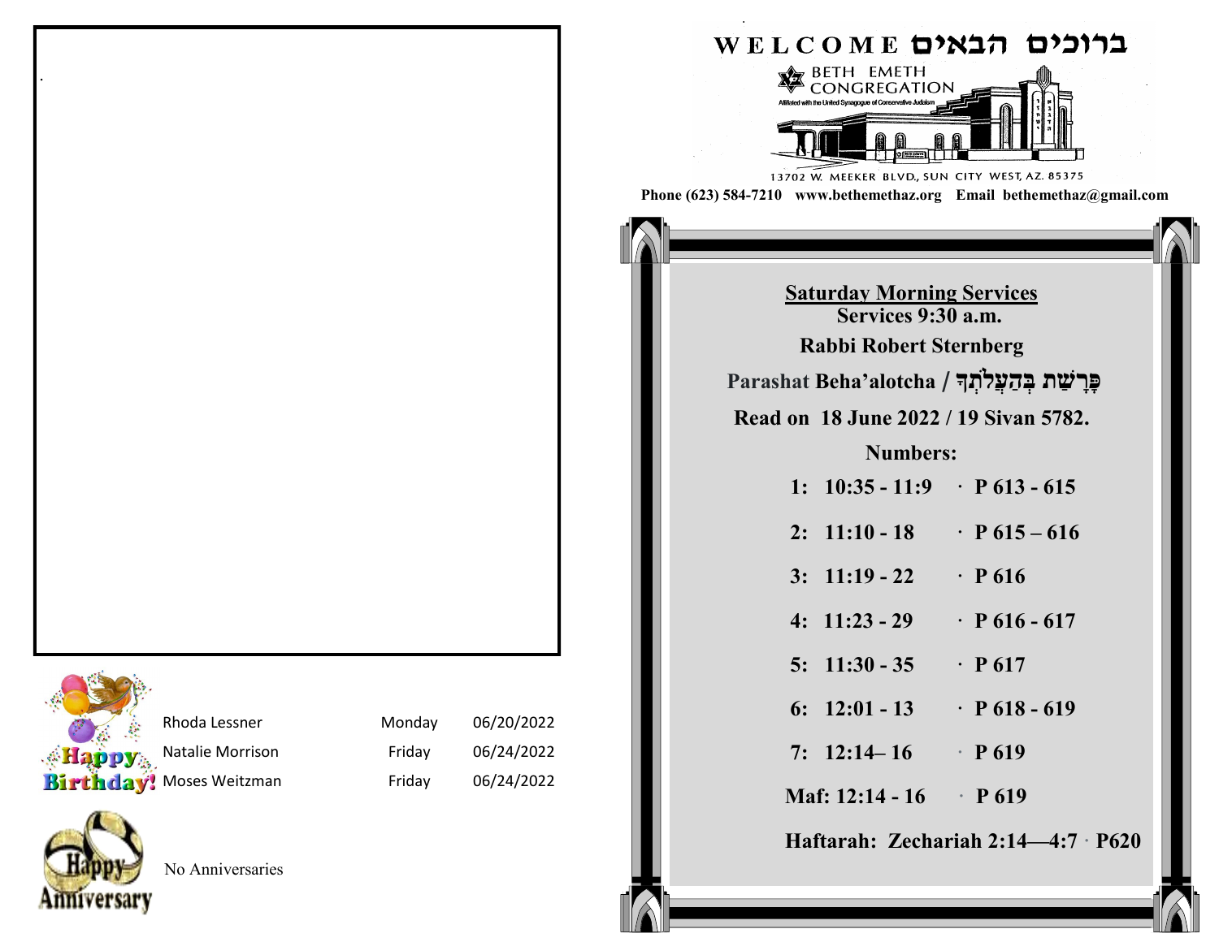| | | |
|---|---|---|
| Rhoda Lessner | Monday | 06/20/2022 |
| Natalie Morrison | Friday | 06/24/2022 |
| Moses Weitzman | Friday | 06/24/2022 |

No Anniversaries

# WELCOME ברוכים הבאים

BETH EMETH CONGREGATION

Affiliated with the United Synagogue of Conservative Judaism

13702 W. MEEKER BLVD., SUN CITY WEST, AZ. 85375

**Phone (623) 584-7210 www.bethemethaz.org Email bethemethaz@gmail.com**

## Saturday Morning Services

**Services 9:30 a.m.**

**Rabbi Robert Sternberg**

**Parashat Beha'alotcha / פָּרָשַׁת בְּהַעֲלֹתְךָ**

**Read on 18 June 2022 / 19 Sivan 5782.**

**Numbers:**

| | | |
|---|---|---|
| **1:** | **10:35 - 11:9** | **· P 613 - 615** |
| **2:** | **11:10 - 18** | **· P 615 – 616** |
| **3:** | **11:19 - 22** | **· P 616** |
| **4:** | **11:23 - 29** | **· P 616 - 617** |
| **5:** | **11:30 - 35** | **· P 617** |
| **6:** | **12:01 - 13** | **· P 618 - 619** |
| **7:** | **12:14– 16** | **· P 619** |
| **Maf:** | **12:14 - 16** | **· P 619** |

**Haftarah: Zechariah 2:14—4:7 · P620**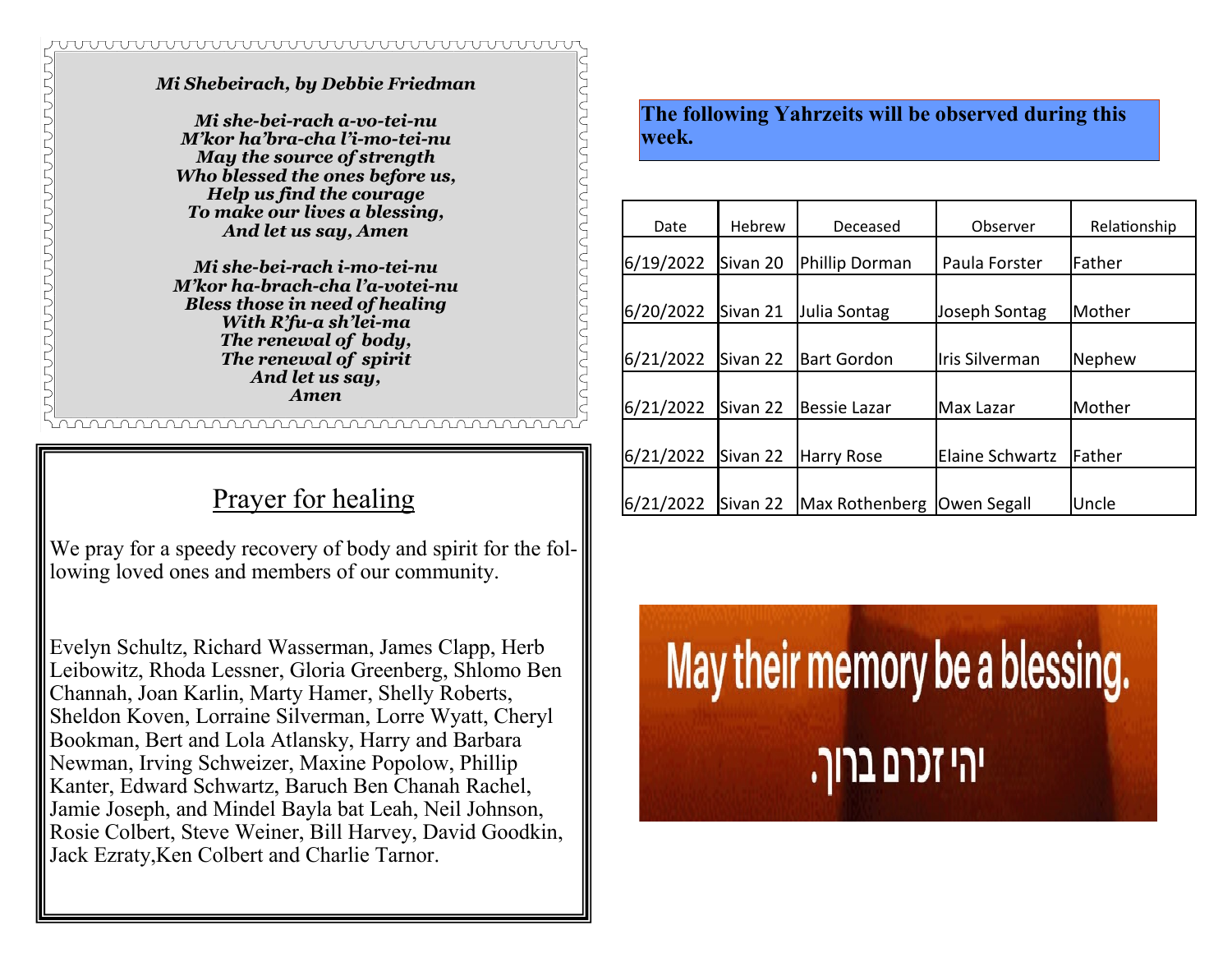***Mi Shebeirach, by Debbie Friedman***

***Mi she-bei-rach a-vo-tei-nu***
***M'kor ha'bra-cha l'i-mo-tei-nu***
***May the source of strength***
***Who blessed the ones before us,***
***Help us find the courage***
***To make our lives a blessing,***
***And let us say, Amen***

***Mi she-bei-rach i-mo-tei-nu***
***M'kor ha-brach-cha l'a-votei-nu***
***Bless those in need of healing***
***With R'fu-a sh'lei-ma***
***The renewal of body,***
***The renewal of spirit***
***And let us say,***
***Amen***

## Prayer for healing

We pray for a speedy recovery of body and spirit for the following loved ones and members of our community.

Evelyn Schultz, Richard Wasserman, James Clapp, Herb Leibowitz, Rhoda Lessner, Gloria Greenberg, Shlomo Ben Channah, Joan Karlin, Marty Hamer, Shelly Roberts, Sheldon Koven, Lorraine Silverman, Lorre Wyatt, Cheryl Bookman, Bert and Lola Atlansky, Harry and Barbara Newman, Irving Schweizer, Maxine Popolow, Phillip Kanter, Edward Schwartz, Baruch Ben Chanah Rachel, Jamie Joseph, and Mindel Bayla bat Leah, Neil Johnson, Rosie Colbert, Steve Weiner, Bill Harvey, David Goodkin, Jack Ezraty,Ken Colbert and Charlie Tarnor.

**The following Yahrzeits will be observed during this week.**

| Date | Hebrew | Deceased | Observer | Relationship |
|---|---|---|---|---|
| 6/19/2022 | Sivan 20 | Phillip Dorman | Paula Forster | Father |
| 6/20/2022 | Sivan 21 | Julia Sontag | Joseph Sontag | Mother |
| 6/21/2022 | Sivan 22 | Bart Gordon | Iris Silverman | Nephew |
| 6/21/2022 | Sivan 22 | Bessie Lazar | Max Lazar | Mother |
| 6/21/2022 | Sivan 22 | Harry Rose | Elaine Schwartz | Father |
| 6/21/2022 | Sivan 22 | Max Rothenberg | Owen Segall | Uncle |

May their memory be a blessing.

יהי זכרם ברוך.